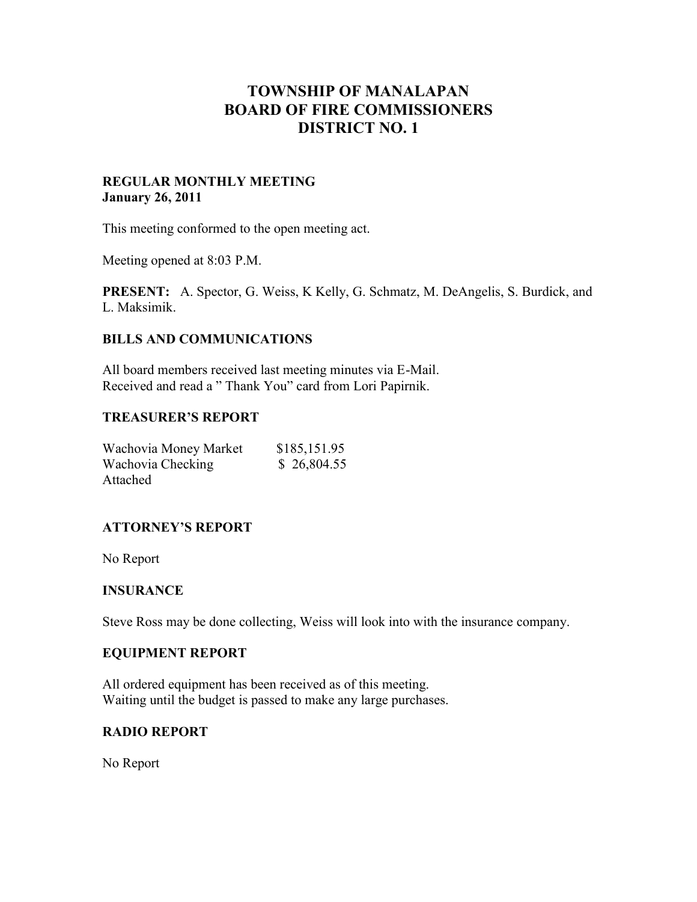# TOWNSHIP OF MANALAPAN
# BOARD OF FIRE COMMISSIONERS
# DISTRICT NO. 1

**REGULAR MONTHLY MEETING**
**January 26, 2011**

This meeting conformed to the open meeting act.

Meeting opened at 8:03 P.M.

**PRESENT:** A. Spector, G. Weiss, K Kelly, G. Schmatz, M. DeAngelis, S. Burdick, and L. Maksimik.

### BILLS AND COMMUNICATIONS

All board members received last meeting minutes via E-Mail.
Received and read a " Thank You" card from Lori Papirnik.

### TREASURER'S REPORT

| | |
|---|---|
| Wachovia Money Market | $185,151.95 |
| Wachovia Checking | $ 26,804.55 |

Attached

### ATTORNEY'S REPORT

No Report

### INSURANCE

Steve Ross may be done collecting, Weiss will look into with the insurance company.

### EQUIPMENT REPORT

All ordered equipment has been received as of this meeting.
Waiting until the budget is passed to make any large purchases.

### RADIO REPORT

No Report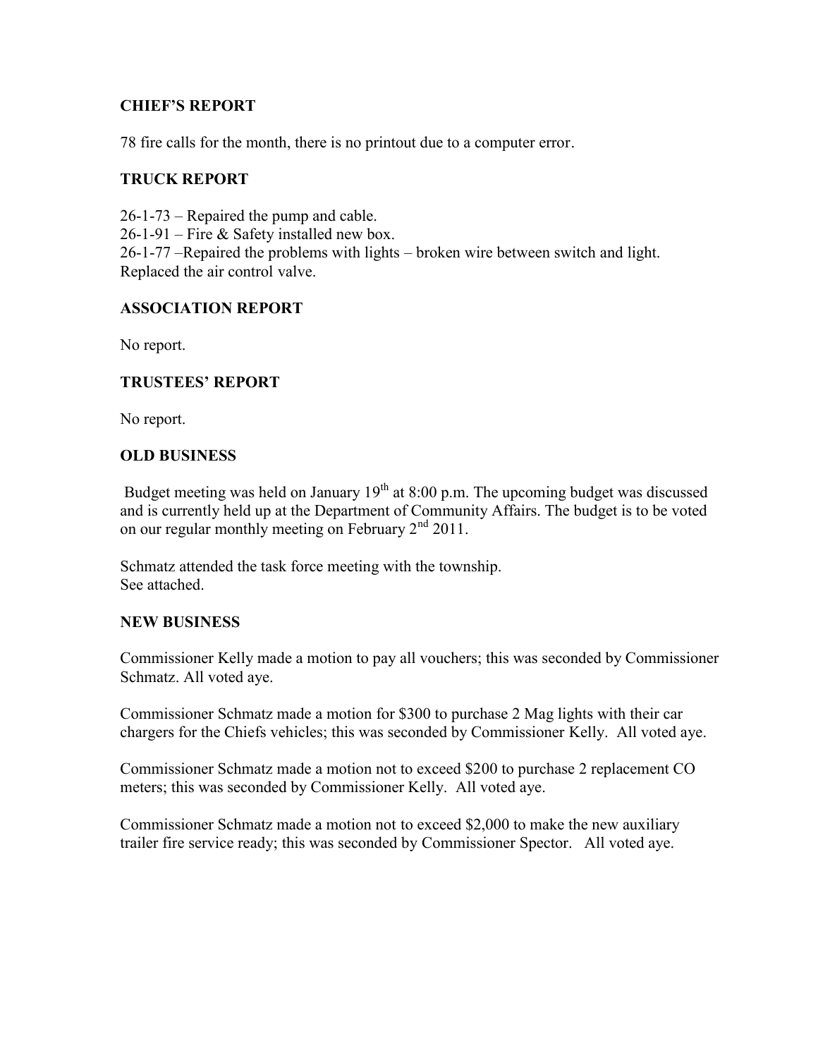### CHIEF'S REPORT

78 fire calls for the month, there is no printout due to a computer error.

### TRUCK REPORT

26-1-73 – Repaired the pump and cable.
26-1-91 – Fire & Safety installed new box.
26-1-77 –Repaired the problems with lights – broken wire between switch and light. Replaced the air control valve.

### ASSOCIATION REPORT

No report.

### TRUSTEES' REPORT

No report.

### OLD BUSINESS

Budget meeting was held on January 19th at 8:00 p.m. The upcoming budget was discussed and is currently held up at the Department of Community Affairs. The budget is to be voted on our regular monthly meeting on February 2nd 2011.

Schmatz attended the task force meeting with the township.
See attached.

### NEW BUSINESS

Commissioner Kelly made a motion to pay all vouchers; this was seconded by Commissioner Schmatz. All voted aye.

Commissioner Schmatz made a motion for $300 to purchase 2 Mag lights with their car chargers for the Chiefs vehicles; this was seconded by Commissioner Kelly. All voted aye.

Commissioner Schmatz made a motion not to exceed $200 to purchase 2 replacement CO meters; this was seconded by Commissioner Kelly. All voted aye.

Commissioner Schmatz made a motion not to exceed $2,000 to make the new auxiliary trailer fire service ready; this was seconded by Commissioner Spector. All voted aye.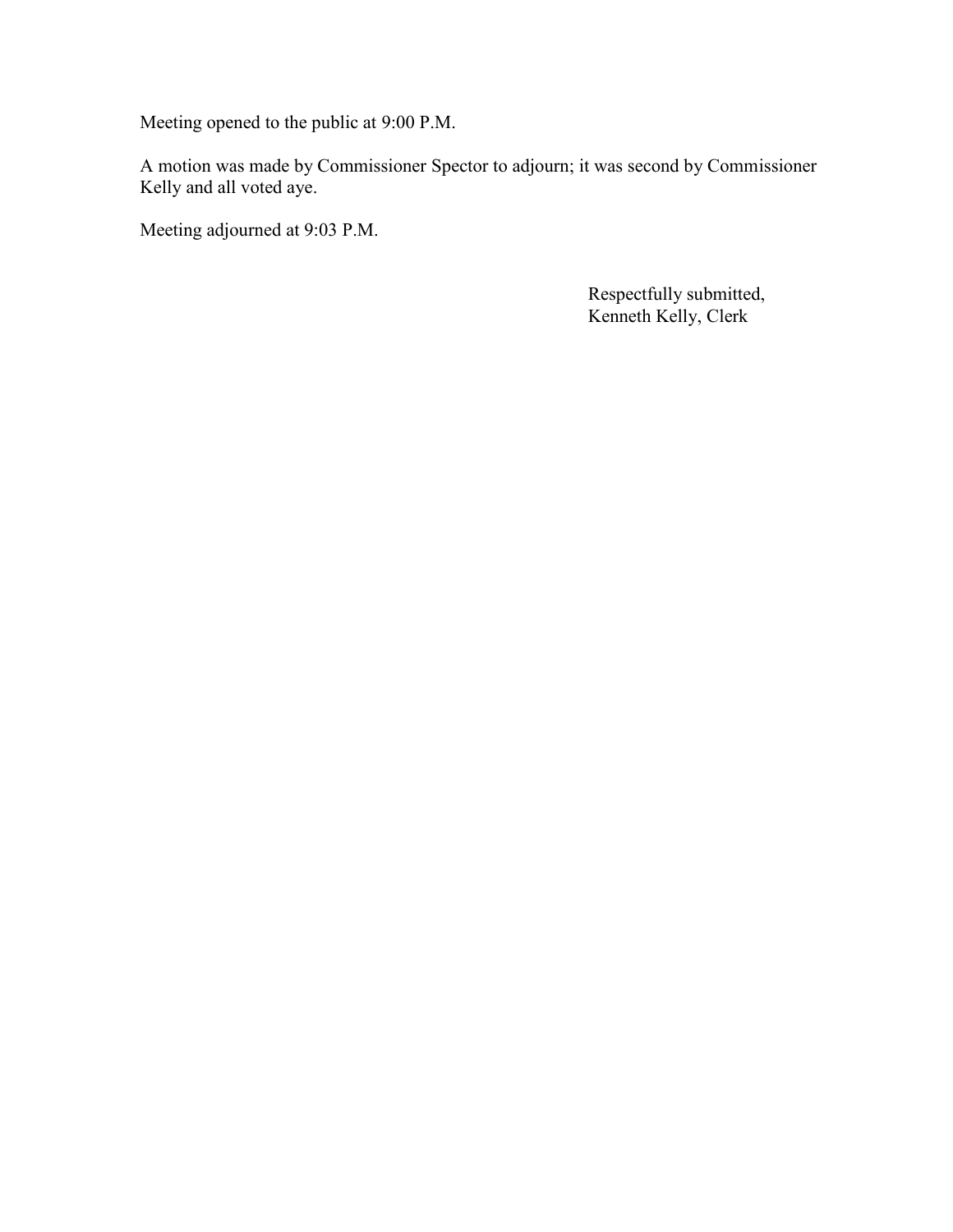Meeting opened to the public at 9:00 P.M.

A motion was made by Commissioner Spector to adjourn; it was second by Commissioner Kelly and all voted aye.

Meeting adjourned at 9:03 P.M.

Respectfully submitted,  
Kenneth Kelly, Clerk